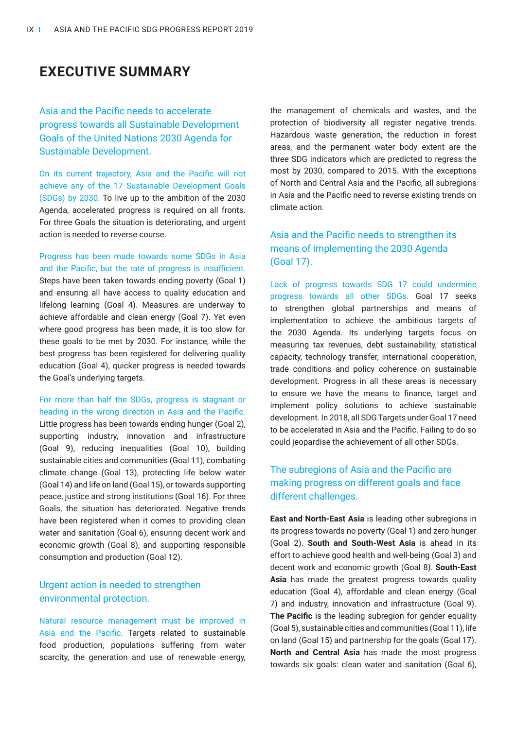# EXECUTIVE SUMMARY

## Asia and the Pacific needs to accelerate progress towards all Sustainable Development Goals of the United Nations 2030 Agenda for Sustainable Development.

On its current trajectory, Asia and the Pacific will not achieve any of the 17 Sustainable Development Goals (SDGs) by 2030. To live up to the ambition of the 2030 Agenda, accelerated progress is required on all fronts. For three Goals the situation is deteriorating, and urgent action is needed to reverse course.

Progress has been made towards some SDGs in Asia and the Pacific, but the rate of progress is insufficient. Steps have been taken towards ending poverty (Goal 1) and ensuring all have access to quality education and lifelong learning (Goal 4). Measures are underway to achieve affordable and clean energy (Goal 7). Yet even where good progress has been made, it is too slow for these goals to be met by 2030. For instance, while the best progress has been registered for delivering quality education (Goal 4), quicker progress is needed towards the Goal's underlying targets.

For more than half the SDGs, progress is stagnant or heading in the wrong direction in Asia and the Pacific. Little progress has been towards ending hunger (Goal 2), supporting industry, innovation and infrastructure (Goal 9), reducing inequalities (Goal 10), building sustainable cities and communities (Goal 11), combating climate change (Goal 13), protecting life below water (Goal 14) and life on land (Goal 15), or towards supporting peace, justice and strong institutions (Goal 16). For three Goals, the situation has deteriorated. Negative trends have been registered when it comes to providing clean water and sanitation (Goal 6), ensuring decent work and economic growth (Goal 8), and supporting responsible consumption and production (Goal 12).

## Urgent action is needed to strengthen environmental protection.

Natural resource management must be improved in Asia and the Pacific. Targets related to sustainable food production, populations suffering from water scarcity, the generation and use of renewable energy, the management of chemicals and wastes, and the protection of biodiversity all register negative trends. Hazardous waste generation, the reduction in forest areas, and the permanent water body extent are the three SDG indicators which are predicted to regress the most by 2030, compared to 2015. With the exceptions of North and Central Asia and the Pacific, all subregions in Asia and the Pacific need to reverse existing trends on climate action.

## Asia and the Pacific needs to strengthen its means of implementing the 2030 Agenda (Goal 17).

Lack of progress towards SDG 17 could undermine progress towards all other SDGs. Goal 17 seeks to strengthen global partnerships and means of implementation to achieve the ambitious targets of the 2030 Agenda. Its underlying targets focus on measuring tax revenues, debt sustainability, statistical capacity, technology transfer, international cooperation, trade conditions and policy coherence on sustainable development. Progress in all these areas is necessary to ensure we have the means to finance, target and implement policy solutions to achieve sustainable development. In 2018, all SDG Targets under Goal 17 need to be accelerated in Asia and the Pacific. Failing to do so could jeopardise the achievement of all other SDGs.

## The subregions of Asia and the Pacific are making progress on different goals and face different challenges.

**East and North-East Asia** is leading other subregions in its progress towards no poverty (Goal 1) and zero hunger (Goal 2). **South and South-West Asia** is ahead in its effort to achieve good health and well-being (Goal 3) and decent work and economic growth (Goal 8). **South-East Asia** has made the greatest progress towards quality education (Goal 4), affordable and clean energy (Goal 7) and industry, innovation and infrastructure (Goal 9). **The Pacific** is the leading subregion for gender equality (Goal 5), sustainable cities and communities (Goal 11), life on land (Goal 15) and partnership for the goals (Goal 17). **North and Central Asia** has made the most progress towards six goals: clean water and sanitation (Goal 6),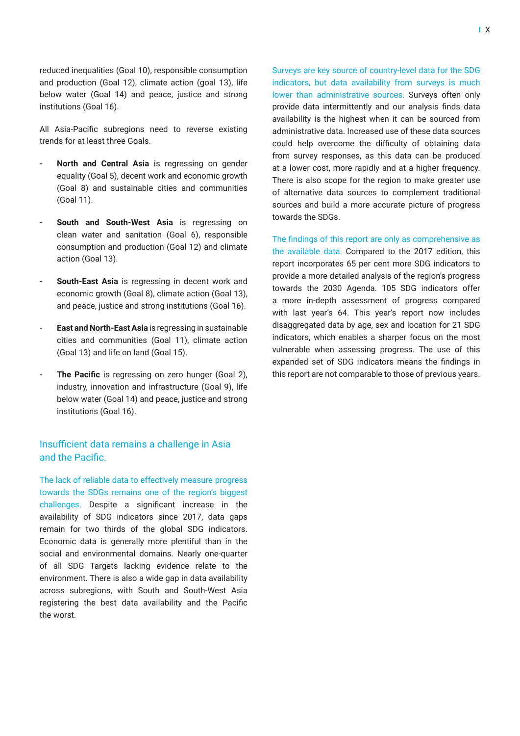reduced inequalities (Goal 10), responsible consumption and production (Goal 12), climate action (goal 13), life below water (Goal 14) and peace, justice and strong institutions (Goal 16).

All Asia-Pacific subregions need to reverse existing trends for at least three Goals.

- **North and Central Asia** is regressing on gender equality (Goal 5), decent work and economic growth (Goal 8) and sustainable cities and communities (Goal 11).
- **South and South-West Asia** is regressing on clean water and sanitation (Goal 6), responsible consumption and production (Goal 12) and climate action (Goal 13).
- **South-East Asia** is regressing in decent work and economic growth (Goal 8), climate action (Goal 13), and peace, justice and strong institutions (Goal 16).
- **East and North-East Asia** is regressing in sustainable cities and communities (Goal 11), climate action (Goal 13) and life on land (Goal 15).
- **The Pacific** is regressing on zero hunger (Goal 2), industry, innovation and infrastructure (Goal 9), life below water (Goal 14) and peace, justice and strong institutions (Goal 16).

## Insufficient data remains a challenge in Asia and the Pacific.

The lack of reliable data to effectively measure progress towards the SDGs remains one of the region's biggest challenges. Despite a significant increase in the availability of SDG indicators since 2017, data gaps remain for two thirds of the global SDG indicators. Economic data is generally more plentiful than in the social and environmental domains. Nearly one-quarter of all SDG Targets lacking evidence relate to the environment. There is also a wide gap in data availability across subregions, with South and South-West Asia registering the best data availability and the Pacific the worst.

Surveys are key source of country-level data for the SDG indicators, but data availability from surveys is much lower than administrative sources. Surveys often only provide data intermittently and our analysis finds data availability is the highest when it can be sourced from administrative data. Increased use of these data sources could help overcome the difficulty of obtaining data from survey responses, as this data can be produced at a lower cost, more rapidly and at a higher frequency. There is also scope for the region to make greater use of alternative data sources to complement traditional sources and build a more accurate picture of progress towards the SDGs.

The findings of this report are only as comprehensive as the available data. Compared to the 2017 edition, this report incorporates 65 per cent more SDG indicators to provide a more detailed analysis of the region's progress towards the 2030 Agenda. 105 SDG indicators offer a more in-depth assessment of progress compared with last year's 64. This year's report now includes disaggregated data by age, sex and location for 21 SDG indicators, which enables a sharper focus on the most vulnerable when assessing progress. The use of this expanded set of SDG indicators means the findings in this report are not comparable to those of previous years.